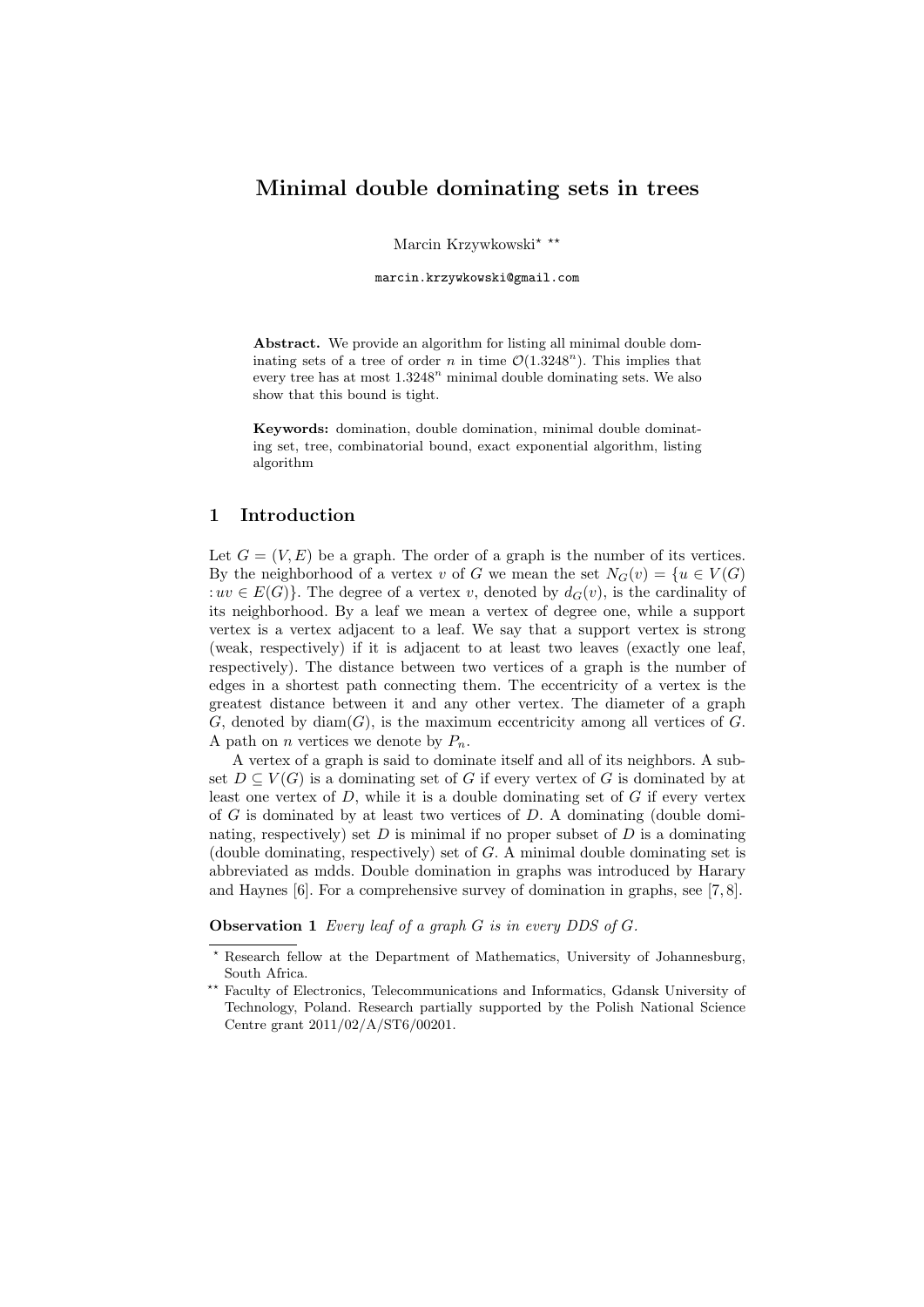# Minimal double dominating sets in trees

Marcin Krzywkowski[⋆] [⋆⋆]

marcin.krzywkowski@gmail.com

**Abstract.** We provide an algorithm for listing all minimal double dominating sets of a tree of order $n$ in time $\mathcal{O}(1.3248^n)$. This implies that every tree has at most $1.3248^n$ minimal double dominating sets. We also show that this bound is tight.

**Keywords:** domination, double domination, minimal double dominating set, tree, combinatorial bound, exact exponential algorithm, listing algorithm

## 1 Introduction

Let $G = (V, E)$ be a graph. The order of a graph is the number of its vertices. By the neighborhood of a vertex $v$ of $G$ we mean the set $N_G(v) = \{u \in V(G) : uv \in E(G)\}$. The degree of a vertex $v$, denoted by $d_G(v)$, is the cardinality of its neighborhood. By a leaf we mean a vertex of degree one, while a support vertex is a vertex adjacent to a leaf. We say that a support vertex is strong (weak, respectively) if it is adjacent to at least two leaves (exactly one leaf, respectively). The distance between two vertices of a graph is the number of edges in a shortest path connecting them. The eccentricity of a vertex is the greatest distance between it and any other vertex. The diameter of a graph $G$, denoted by $\text{diam}(G)$, is the maximum eccentricity among all vertices of $G$. A path on $n$ vertices we denote by $P_n$.

A vertex of a graph is said to dominate itself and all of its neighbors. A subset $D \subseteq V(G)$ is a dominating set of $G$ if every vertex of $G$ is dominated by at least one vertex of $D$, while it is a double dominating set of $G$ if every vertex of $G$ is dominated by at least two vertices of $D$. A dominating (double dominating, respectively) set $D$ is minimal if no proper subset of $D$ is a dominating (double dominating, respectively) set of $G$. A minimal double dominating set is abbreviated as mdds. Double domination in graphs was introduced by Harary and Haynes [6]. For a comprehensive survey of domination in graphs, see [7, 8].

**Observation 1** *Every leaf of a graph $G$ is in every DDS of $G$.*

[⋆] Research fellow at the Department of Mathematics, University of Johannesburg, South Africa.

[⋆⋆] Faculty of Electronics, Telecommunications and Informatics, Gdansk University of Technology, Poland. Research partially supported by the Polish National Science Centre grant 2011/02/A/ST6/00201.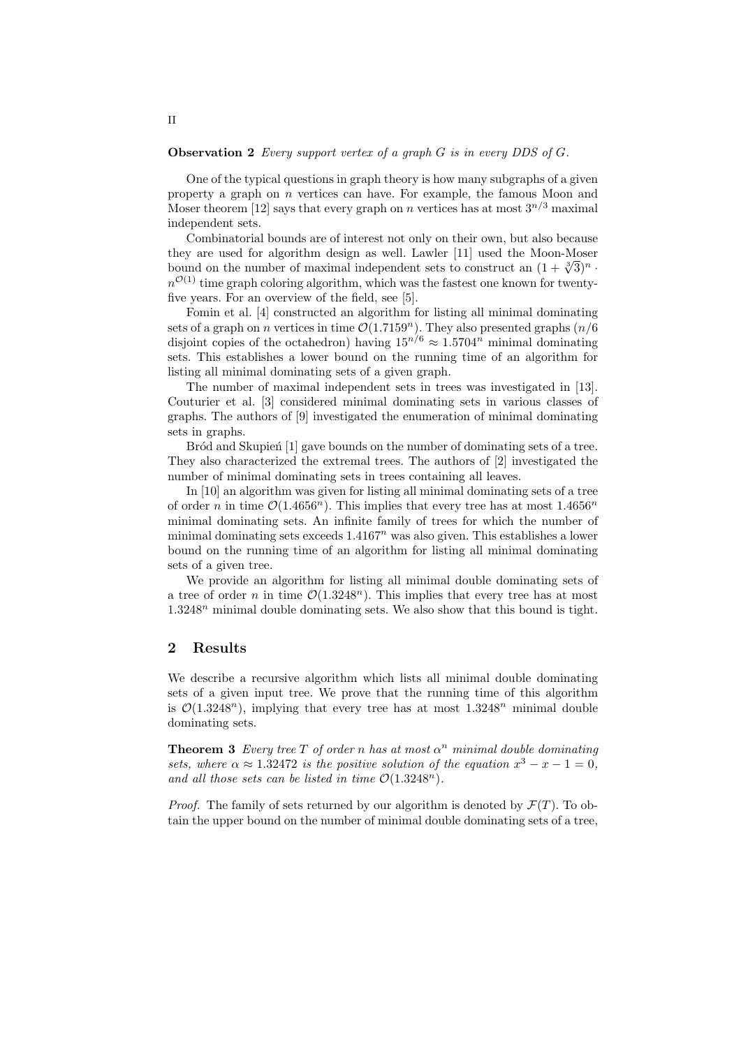**Observation 2** *Every support vertex of a graph G is in every DDS of G.*

One of the typical questions in graph theory is how many subgraphs of a given property a graph on $n$ vertices can have. For example, the famous Moon and Moser theorem [12] says that every graph on $n$ vertices has at most $3^{n/3}$ maximal independent sets.

Combinatorial bounds are of interest not only on their own, but also because they are used for algorithm design as well. Lawler [11] used the Moon-Moser bound on the number of maximal independent sets to construct an $(1 + \sqrt[3]{3})^n \cdot n^{\mathcal{O}(1)}$ time graph coloring algorithm, which was the fastest one known for twenty-five years. For an overview of the field, see [5].

Fomin et al. [4] constructed an algorithm for listing all minimal dominating sets of a graph on $n$ vertices in time $\mathcal{O}(1.7159^n)$. They also presented graphs ($n/6$ disjoint copies of the octahedron) having $15^{n/6} \approx 1.5704^n$ minimal dominating sets. This establishes a lower bound on the running time of an algorithm for listing all minimal dominating sets of a given graph.

The number of maximal independent sets in trees was investigated in [13]. Couturier et al. [3] considered minimal dominating sets in various classes of graphs. The authors of [9] investigated the enumeration of minimal dominating sets in graphs.

Bród and Skupień [1] gave bounds on the number of dominating sets of a tree. They also characterized the extremal trees. The authors of [2] investigated the number of minimal dominating sets in trees containing all leaves.

In [10] an algorithm was given for listing all minimal dominating sets of a tree of order $n$ in time $\mathcal{O}(1.4656^n)$. This implies that every tree has at most $1.4656^n$ minimal dominating sets. An infinite family of trees for which the number of minimal dominating sets exceeds $1.4167^n$ was also given. This establishes a lower bound on the running time of an algorithm for listing all minimal dominating sets of a given tree.

We provide an algorithm for listing all minimal double dominating sets of a tree of order $n$ in time $\mathcal{O}(1.3248^n)$. This implies that every tree has at most $1.3248^n$ minimal double dominating sets. We also show that this bound is tight.

## 2 Results

We describe a recursive algorithm which lists all minimal double dominating sets of a given input tree. We prove that the running time of this algorithm is $\mathcal{O}(1.3248^n)$, implying that every tree has at most $1.3248^n$ minimal double dominating sets.

**Theorem 3** *Every tree $T$ of order $n$ has at most $\alpha^n$ minimal double dominating sets, where $\alpha \approx 1.32472$ is the positive solution of the equation $x^3 - x - 1 = 0$, and all those sets can be listed in time $\mathcal{O}(1.3248^n)$.*

*Proof.* The family of sets returned by our algorithm is denoted by $\mathcal{F}(T)$. To obtain the upper bound on the number of minimal double dominating sets of a tree,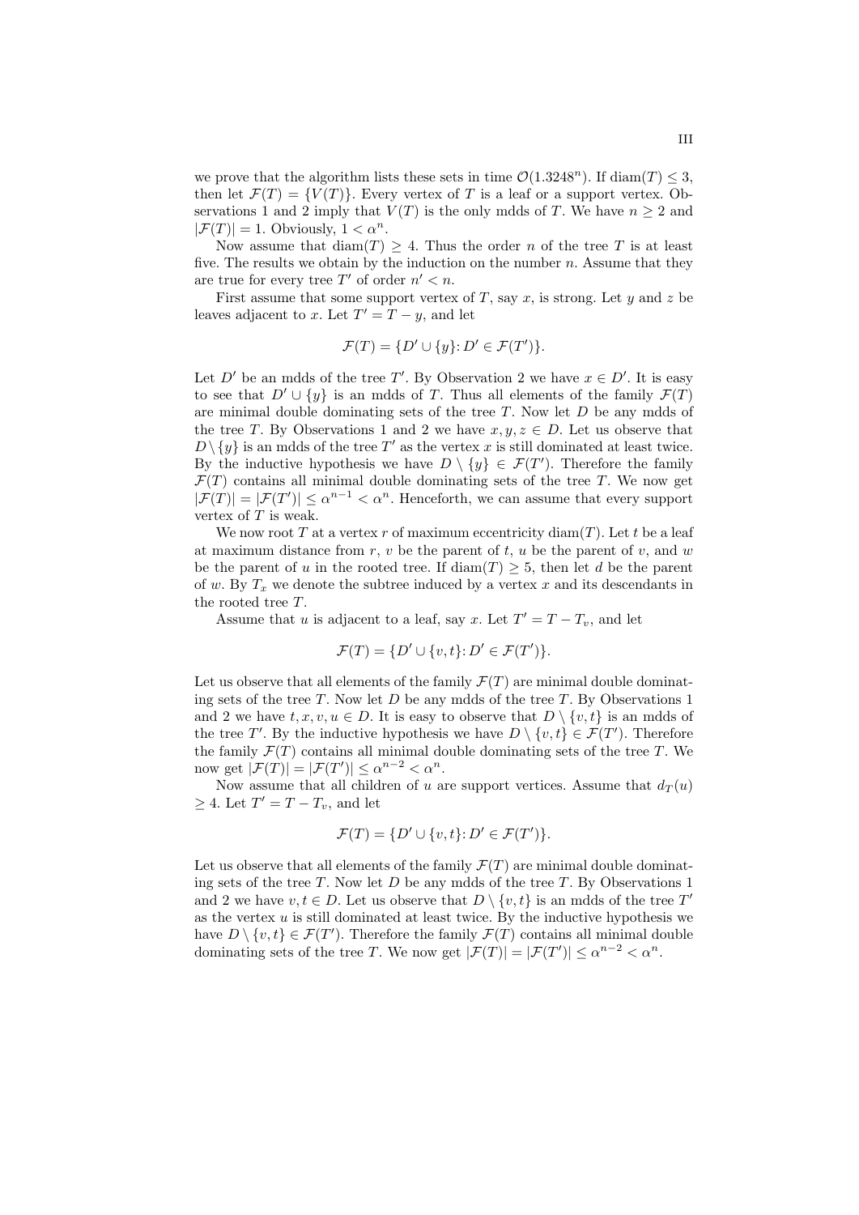we prove that the algorithm lists these sets in time $\mathcal{O}(1.3248^n)$. If $\mathrm{diam}(T) \leq 3$, then let $\mathcal{F}(T) = \{V(T)\}$. Every vertex of $T$ is a leaf or a support vertex. Observations 1 and 2 imply that $V(T)$ is the only mdds of $T$. We have $n \geq 2$ and $|\mathcal{F}(T)| = 1$. Obviously, $1 < \alpha^n$.

Now assume that $\mathrm{diam}(T) \geq 4$. Thus the order $n$ of the tree $T$ is at least five. The results we obtain by the induction on the number $n$. Assume that they are true for every tree $T'$ of order $n' < n$.

First assume that some support vertex of $T$, say $x$, is strong. Let $y$ and $z$ be leaves adjacent to $x$. Let $T' = T - y$, and let

$$\mathcal{F}(T) = \{D' \cup \{y\} \colon D' \in \mathcal{F}(T')\}.$$

Let $D'$ be an mdds of the tree $T'$. By Observation 2 we have $x \in D'$. It is easy to see that $D' \cup \{y\}$ is an mdds of $T$. Thus all elements of the family $\mathcal{F}(T)$ are minimal double dominating sets of the tree $T$. Now let $D$ be any mdds of the tree $T$. By Observations 1 and 2 we have $x, y, z \in D$. Let us observe that $D \setminus \{y\}$ is an mdds of the tree $T'$ as the vertex $x$ is still dominated at least twice. By the inductive hypothesis we have $D \setminus \{y\} \in \mathcal{F}(T')$. Therefore the family $\mathcal{F}(T)$ contains all minimal double dominating sets of the tree $T$. We now get $|\mathcal{F}(T)| = |\mathcal{F}(T')| \leq \alpha^{n-1} < \alpha^n$. Henceforth, we can assume that every support vertex of $T$ is weak.

We now root $T$ at a vertex $r$ of maximum eccentricity $\mathrm{diam}(T)$. Let $t$ be a leaf at maximum distance from $r$, $v$ be the parent of $t$, $u$ be the parent of $v$, and $w$ be the parent of $u$ in the rooted tree. If $\mathrm{diam}(T) \geq 5$, then let $d$ be the parent of $w$. By $T_x$ we denote the subtree induced by a vertex $x$ and its descendants in the rooted tree $T$.

Assume that $u$ is adjacent to a leaf, say $x$. Let $T' = T - T_v$, and let

$$\mathcal{F}(T) = \{D' \cup \{v, t\} \colon D' \in \mathcal{F}(T')\}.$$

Let us observe that all elements of the family $\mathcal{F}(T)$ are minimal double dominating sets of the tree $T$. Now let $D$ be any mdds of the tree $T$. By Observations 1 and 2 we have $t, x, v, u \in D$. It is easy to observe that $D \setminus \{v, t\}$ is an mdds of the tree $T'$. By the inductive hypothesis we have $D \setminus \{v, t\} \in \mathcal{F}(T')$. Therefore the family $\mathcal{F}(T)$ contains all minimal double dominating sets of the tree $T$. We now get $|\mathcal{F}(T)| = |\mathcal{F}(T')| \leq \alpha^{n-2} < \alpha^n$.

Now assume that all children of $u$ are support vertices. Assume that $d_T(u) \geq 4$. Let $T' = T - T_v$, and let

$$\mathcal{F}(T) = \{D' \cup \{v, t\} \colon D' \in \mathcal{F}(T')\}.$$

Let us observe that all elements of the family $\mathcal{F}(T)$ are minimal double dominating sets of the tree $T$. Now let $D$ be any mdds of the tree $T$. By Observations 1 and 2 we have $v, t \in D$. Let us observe that $D \setminus \{v, t\}$ is an mdds of the tree $T'$ as the vertex $u$ is still dominated at least twice. By the inductive hypothesis we have $D \setminus \{v, t\} \in \mathcal{F}(T')$. Therefore the family $\mathcal{F}(T)$ contains all minimal double dominating sets of the tree $T$. We now get $|\mathcal{F}(T)| = |\mathcal{F}(T')| \leq \alpha^{n-2} < \alpha^n$.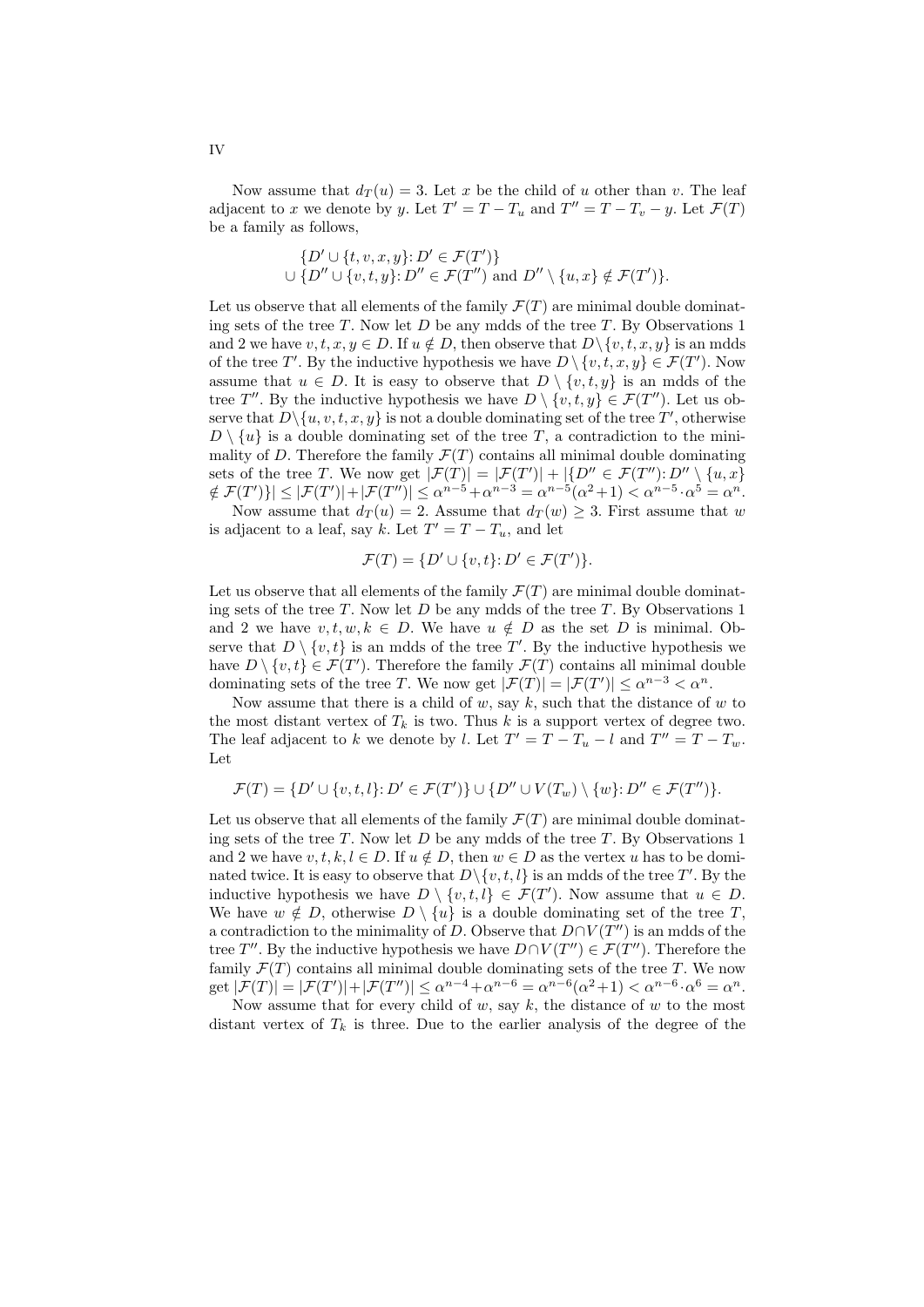Now assume that $d_T(u) = 3$. Let $x$ be the child of $u$ other than $v$. The leaf adjacent to $x$ we denote by $y$. Let $T' = T - T_u$ and $T'' = T - T_v - y$. Let $\mathcal{F}(T)$ be a family as follows,

$$\{D' \cup \{t, v, x, y\} \colon D' \in \mathcal{F}(T')\}$$
$$\cup \{D'' \cup \{v, t, y\} \colon D'' \in \mathcal{F}(T'') \text{ and } D'' \setminus \{u, x\} \notin \mathcal{F}(T')\}.$$

Let us observe that all elements of the family $\mathcal{F}(T)$ are minimal double dominating sets of the tree $T$. Now let $D$ be any mdds of the tree $T$. By Observations 1 and 2 we have $v, t, x, y \in D$. If $u \notin D$, then observe that $D \setminus \{v, t, x, y\}$ is an mdds of the tree $T'$. By the inductive hypothesis we have $D \setminus \{v, t, x, y\} \in \mathcal{F}(T')$. Now assume that $u \in D$. It is easy to observe that $D \setminus \{v, t, y\}$ is an mdds of the tree $T''$. By the inductive hypothesis we have $D \setminus \{v, t, y\} \in \mathcal{F}(T'')$. Let us observe that $D \setminus \{u, v, t, x, y\}$ is not a double dominating set of the tree $T'$, otherwise $D \setminus \{u\}$ is a double dominating set of the tree $T$, a contradiction to the minimality of $D$. Therefore the family $\mathcal{F}(T)$ contains all minimal double dominating sets of the tree $T$. We now get $|\mathcal{F}(T)| = |\mathcal{F}(T')| + |\{D'' \in \mathcal{F}(T'') \colon D'' \setminus \{u, x\} \notin \mathcal{F}(T')\}| \le |\mathcal{F}(T')| + |\mathcal{F}(T'')| \le \alpha^{n-5} + \alpha^{n-3} = \alpha^{n-5}(\alpha^2 + 1) < \alpha^{n-5} \cdot \alpha^5 = \alpha^n$.

Now assume that $d_T(u) = 2$. Assume that $d_T(w) \ge 3$. First assume that $w$ is adjacent to a leaf, say $k$. Let $T' = T - T_u$, and let

$$\mathcal{F}(T) = \{D' \cup \{v, t\} \colon D' \in \mathcal{F}(T')\}.$$

Let us observe that all elements of the family $\mathcal{F}(T)$ are minimal double dominating sets of the tree $T$. Now let $D$ be any mdds of the tree $T$. By Observations 1 and 2 we have $v, t, w, k \in D$. We have $u \notin D$ as the set $D$ is minimal. Observe that $D \setminus \{v, t\}$ is an mdds of the tree $T'$. By the inductive hypothesis we have $D \setminus \{v, t\} \in \mathcal{F}(T')$. Therefore the family $\mathcal{F}(T)$ contains all minimal double dominating sets of the tree $T$. We now get $|\mathcal{F}(T)| = |\mathcal{F}(T')| \le \alpha^{n-3} < \alpha^n$.

Now assume that there is a child of $w$, say $k$, such that the distance of $w$ to the most distant vertex of $T_k$ is two. Thus $k$ is a support vertex of degree two. The leaf adjacent to $k$ we denote by $l$. Let $T' = T - T_u - l$ and $T'' = T - T_w$. Let

$$\mathcal{F}(T) = \{D' \cup \{v, t, l\} \colon D' \in \mathcal{F}(T')\} \cup \{D'' \cup V(T_w) \setminus \{w\} \colon D'' \in \mathcal{F}(T'')\}.$$

Let us observe that all elements of the family $\mathcal{F}(T)$ are minimal double dominating sets of the tree $T$. Now let $D$ be any mdds of the tree $T$. By Observations 1 and 2 we have $v, t, k, l \in D$. If $u \notin D$, then $w \in D$ as the vertex $u$ has to be dominated twice. It is easy to observe that $D \setminus \{v, t, l\}$ is an mdds of the tree $T'$. By the inductive hypothesis we have $D \setminus \{v, t, l\} \in \mathcal{F}(T')$. Now assume that $u \in D$. We have $w \notin D$, otherwise $D \setminus \{u\}$ is a double dominating set of the tree $T$, a contradiction to the minimality of $D$. Observe that $D \cap V(T'')$ is an mdds of the tree $T''$. By the inductive hypothesis we have $D \cap V(T'') \in \mathcal{F}(T'')$. Therefore the family $\mathcal{F}(T)$ contains all minimal double dominating sets of the tree $T$. We now get $|\mathcal{F}(T)| = |\mathcal{F}(T')| + |\mathcal{F}(T'')| \le \alpha^{n-4} + \alpha^{n-6} = \alpha^{n-6}(\alpha^2 + 1) < \alpha^{n-6} \cdot \alpha^6 = \alpha^n$.

Now assume that for every child of $w$, say $k$, the distance of $w$ to the most distant vertex of $T_k$ is three. Due to the earlier analysis of the degree of the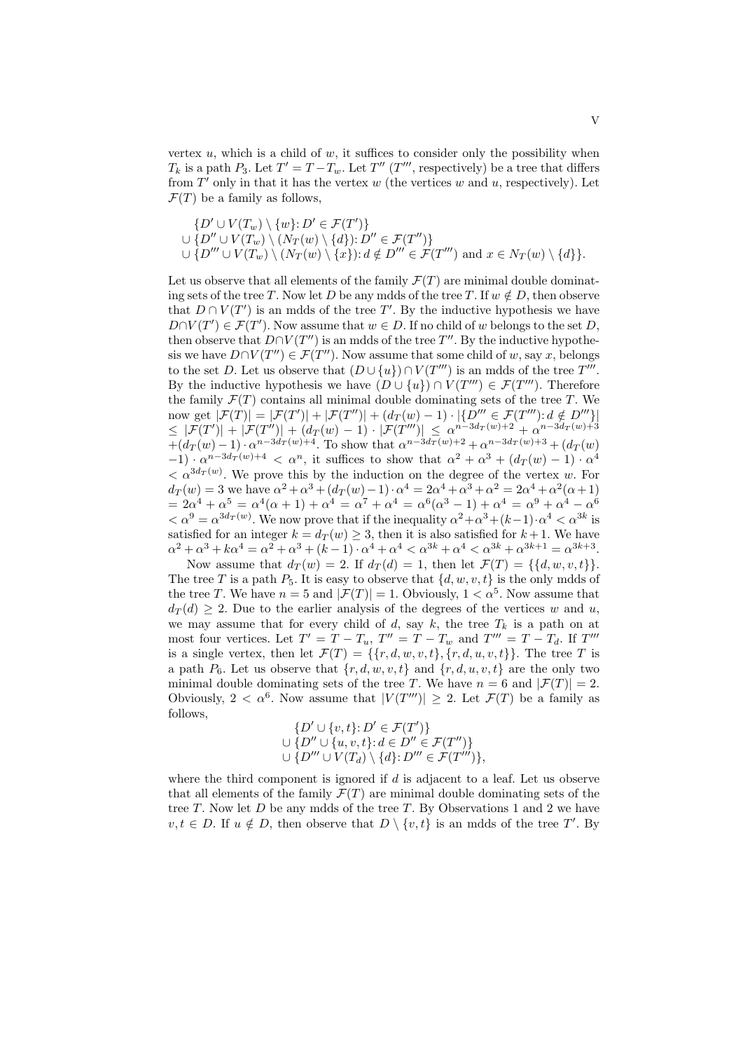vertex $u$, which is a child of $w$, it suffices to consider only the possibility when $T_k$ is a path $P_3$. Let $T' = T - T_w$. Let $T''$ ($T'''$, respectively) be a tree that differs from $T'$ only in that it has the vertex $w$ (the vertices $w$ and $u$, respectively). Let $\mathcal{F}(T)$ be a family as follows,

$$\begin{aligned}
&\{D' \cup V(T_w) \setminus \{w\} \colon D' \in \mathcal{F}(T')\} \\
&\cup \{D'' \cup V(T_w) \setminus (N_T(w) \setminus \{d\}) \colon D'' \in \mathcal{F}(T'')\} \\
&\cup \{D''' \cup V(T_w) \setminus (N_T(w) \setminus \{x\}) \colon d \notin D''' \in \mathcal{F}(T''') \text{ and } x \in N_T(w) \setminus \{d\}\}.
\end{aligned}$$

Let us observe that all elements of the family $\mathcal{F}(T)$ are minimal double dominating sets of the tree $T$. Now let $D$ be any mdds of the tree $T$. If $w \notin D$, then observe that $D \cap V(T')$ is an mdds of the tree $T'$. By the inductive hypothesis we have $D \cap V(T') \in \mathcal{F}(T')$. Now assume that $w \in D$. If no child of $w$ belongs to the set $D$, then observe that $D \cap V(T'')$ is an mdds of the tree $T''$. By the inductive hypothesis we have $D \cap V(T'') \in \mathcal{F}(T'')$. Now assume that some child of $w$, say $x$, belongs to the set $D$. Let us observe that $(D \cup \{u\}) \cap V(T''')$ is an mdds of the tree $T'''$. By the inductive hypothesis we have $(D \cup \{u\}) \cap V(T''') \in \mathcal{F}(T''')$. Therefore the family $\mathcal{F}(T)$ contains all minimal double dominating sets of the tree $T$. We now get $|\mathcal{F}(T)| = |\mathcal{F}(T')| + |\mathcal{F}(T'')| + (d_T(w) - 1) \cdot |\{D''' \in \mathcal{F}(T''') \colon d \notin D'''\}|$ $\le |\mathcal{F}(T')| + |\mathcal{F}(T'')| + (d_T(w) - 1) \cdot |\mathcal{F}(T''')| \le \alpha^{n-3d_T(w)+2} + \alpha^{n-3d_T(w)+3}$ $+ (d_T(w) - 1) \cdot \alpha^{n-3d_T(w)+4}$. To show that $\alpha^{n-3d_T(w)+2} + \alpha^{n-3d_T(w)+3} + (d_T(w) - 1) \cdot \alpha^{n-3d_T(w)+4} < \alpha^n$, it suffices to show that $\alpha^2 + \alpha^3 + (d_T(w) - 1) \cdot \alpha^4 < \alpha^{3d_T(w)}$. We prove this by the induction on the degree of the vertex $w$. For $d_T(w) = 3$ we have $\alpha^2 + \alpha^3 + (d_T(w) - 1) \cdot \alpha^4 = 2\alpha^4 + \alpha^3 + \alpha^2 = 2\alpha^4 + \alpha^2(\alpha + 1)$ $= 2\alpha^4 + \alpha^5 = \alpha^4(\alpha + 1) + \alpha^4 = \alpha^7 + \alpha^4 = \alpha^6(\alpha^3 - 1) + \alpha^4 = \alpha^9 + \alpha^4 - \alpha^6$ $< \alpha^9 = \alpha^{3d_T(w)}$. We now prove that if the inequality $\alpha^2 + \alpha^3 + (k-1) \cdot \alpha^4 < \alpha^{3k}$ is satisfied for an integer $k = d_T(w) \ge 3$, then it is also satisfied for $k+1$. We have $\alpha^2 + \alpha^3 + k\alpha^4 = \alpha^2 + \alpha^3 + (k-1) \cdot \alpha^4 + \alpha^4 < \alpha^{3k} + \alpha^4 < \alpha^{3k} + \alpha^{3k+1} = \alpha^{3k+3}$.

Now assume that $d_T(w) = 2$. If $d_T(d) = 1$, then let $\mathcal{F}(T) = \{\{d, w, v, t\}\}$. The tree $T$ is a path $P_5$. It is easy to observe that $\{d, w, v, t\}$ is the only mdds of the tree $T$. We have $n = 5$ and $|\mathcal{F}(T)| = 1$. Obviously, $1 < \alpha^5$. Now assume that $d_T(d) \ge 2$. Due to the earlier analysis of the degrees of the vertices $w$ and $u$, we may assume that for every child of $d$, say $k$, the tree $T_k$ is a path on at most four vertices. Let $T' = T - T_u$, $T'' = T - T_w$ and $T''' = T - T_d$. If $T'''$ is a single vertex, then let $\mathcal{F}(T) = \{\{r, d, w, v, t\}, \{r, d, u, v, t\}\}$. The tree $T$ is a path $P_6$. Let us observe that $\{r, d, w, v, t\}$ and $\{r, d, u, v, t\}$ are the only two minimal double dominating sets of the tree $T$. We have $n = 6$ and $|\mathcal{F}(T)| = 2$. Obviously, $2 < \alpha^6$. Now assume that $|V(T''')| \ge 2$. Let $\mathcal{F}(T)$ be a family as follows,

$$\begin{aligned}
&\{D' \cup \{v, t\} \colon D' \in \mathcal{F}(T')\} \\
&\cup \{D'' \cup \{u, v, t\} \colon d \in D'' \in \mathcal{F}(T'')\} \\
&\cup \{D''' \cup V(T_d) \setminus \{d\} \colon D''' \in \mathcal{F}(T''')\},
\end{aligned}$$

where the third component is ignored if $d$ is adjacent to a leaf. Let us observe that all elements of the family $\mathcal{F}(T)$ are minimal double dominating sets of the tree $T$. Now let $D$ be any mdds of the tree $T$. By Observations 1 and 2 we have $v, t \in D$. If $u \notin D$, then observe that $D \setminus \{v, t\}$ is an mdds of the tree $T'$. By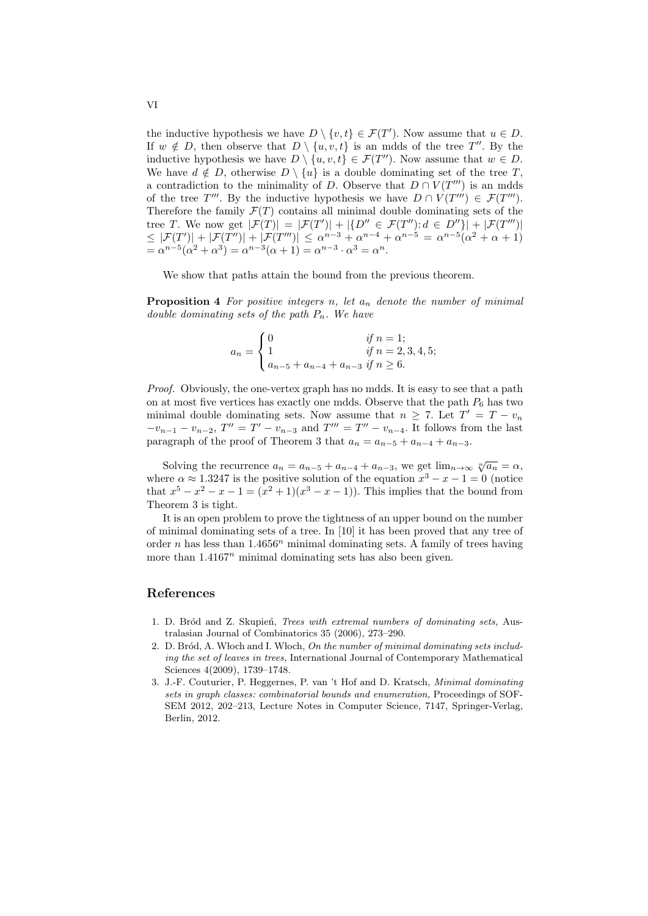the inductive hypothesis we have $D \setminus \{v, t\} \in \mathcal{F}(T')$. Now assume that $u \in D$. If $w \notin D$, then observe that $D \setminus \{u, v, t\}$ is an mdds of the tree $T''$. By the inductive hypothesis we have $D \setminus \{u, v, t\} \in \mathcal{F}(T'')$. Now assume that $w \in D$. We have $d \notin D$, otherwise $D \setminus \{u\}$ is a double dominating set of the tree $T$, a contradiction to the minimality of $D$. Observe that $D \cap V(T''')$ is an mdds of the tree $T'''$. By the inductive hypothesis we have $D \cap V(T''') \in \mathcal{F}(T''')$. Therefore the family $\mathcal{F}(T)$ contains all minimal double dominating sets of the tree $T$. We now get $|\mathcal{F}(T)| = |\mathcal{F}(T')| + |\{D'' \in \mathcal{F}(T'') : d \in D''\}| + |\mathcal{F}(T''')| \leq |\mathcal{F}(T')| + |\mathcal{F}(T'')| + |\mathcal{F}(T''')| \leq \alpha^{n-3} + \alpha^{n-4} + \alpha^{n-5} = \alpha^{n-5}(\alpha^2 + \alpha + 1) = \alpha^{n-5}(\alpha^2 + \alpha^3) = \alpha^{n-3}(\alpha + 1) = \alpha^{n-3} \cdot \alpha^3 = \alpha^n$.

We show that paths attain the bound from the previous theorem.

**Proposition 4** *For positive integers $n$, let $a_n$ denote the number of minimal double dominating sets of the path $P_n$. We have*

$$a_n = \begin{cases} 0 & \text{if } n = 1; \\ 1 & \text{if } n = 2, 3, 4, 5; \\ a_{n-5} + a_{n-4} + a_{n-3} & \text{if } n \geq 6. \end{cases}$$

*Proof.* Obviously, the one-vertex graph has no mdds. It is easy to see that a path on at most five vertices has exactly one mdds. Observe that the path $P_6$ has two minimal double dominating sets. Now assume that $n \geq 7$. Let $T' = T - v_n - v_{n-1} - v_{n-2}$, $T'' = T' - v_{n-3}$ and $T''' = T'' - v_{n-4}$. It follows from the last paragraph of the proof of Theorem 3 that $a_n = a_{n-5} + a_{n-4} + a_{n-3}$.

Solving the recurrence $a_n = a_{n-5} + a_{n-4} + a_{n-3}$, we get $\lim_{n\to\infty} \sqrt[n]{a_n} = \alpha$, where $\alpha \approx 1.3247$ is the positive solution of the equation $x^3 - x - 1 = 0$ (notice that $x^5 - x^2 - x - 1 = (x^2 + 1)(x^3 - x - 1)$). This implies that the bound from Theorem 3 is tight.

It is an open problem to prove the tightness of an upper bound on the number of minimal dominating sets of a tree. In [10] it has been proved that any tree of order $n$ has less than $1.4656^n$ minimal dominating sets. A family of trees having more than $1.4167^n$ minimal dominating sets has also been given.

## References

1. D. Bród and Z. Skupień, *Trees with extremal numbers of dominating sets,* Australasian Journal of Combinatorics 35 (2006), 273–290.
2. D. Bród, A. Włoch and I. Włoch, *On the number of minimal dominating sets including the set of leaves in trees,* International Journal of Contemporary Mathematical Sciences 4(2009), 1739–1748.
3. J.-F. Couturier, P. Heggernes, P. van 't Hof and D. Kratsch, *Minimal dominating sets in graph classes: combinatorial bounds and enumeration,* Proceedings of SOFSEM 2012, 202–213, Lecture Notes in Computer Science, 7147, Springer-Verlag, Berlin, 2012.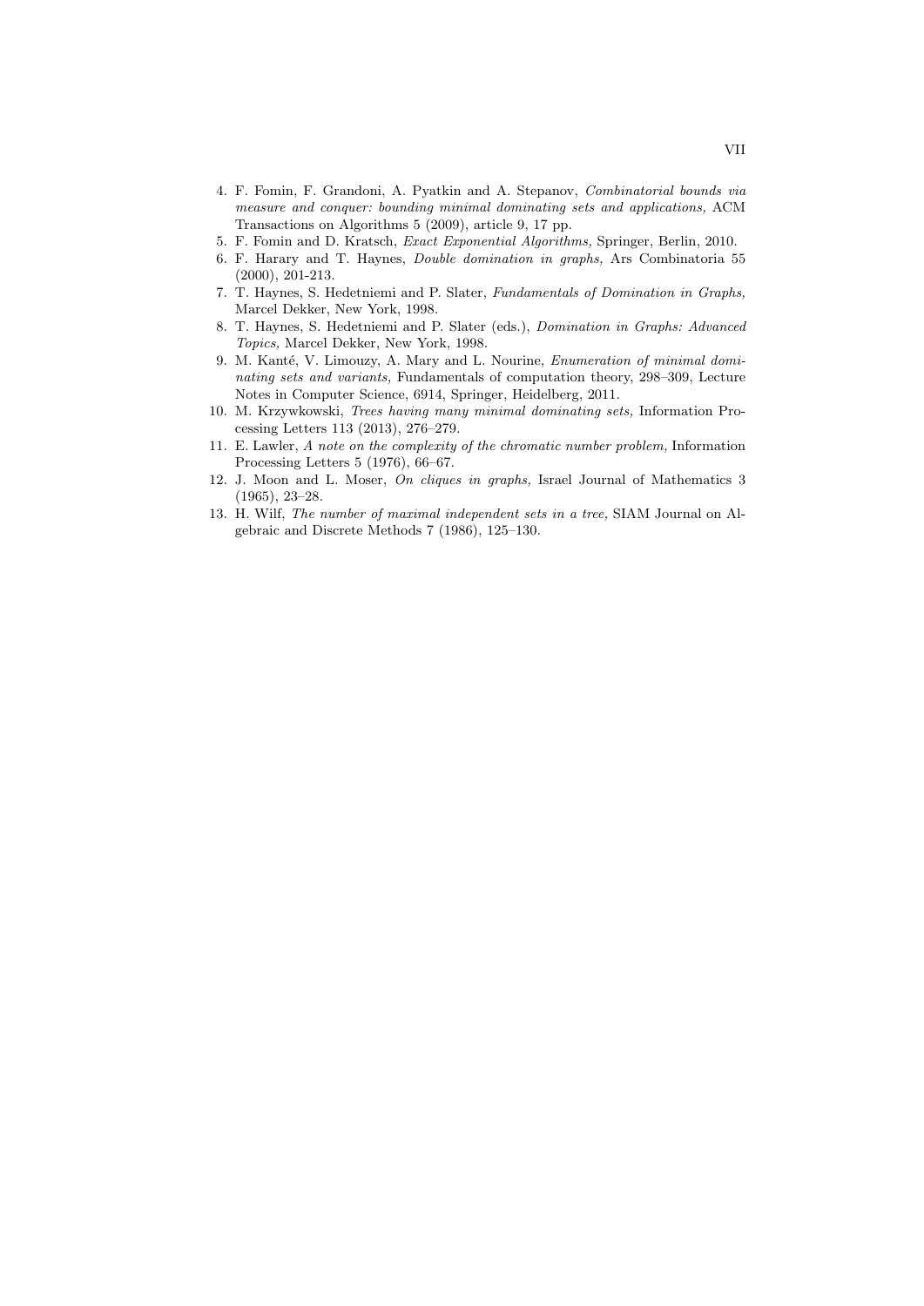4. F. Fomin, F. Grandoni, A. Pyatkin and A. Stepanov, *Combinatorial bounds via measure and conquer: bounding minimal dominating sets and applications,* ACM Transactions on Algorithms 5 (2009), article 9, 17 pp.
5. F. Fomin and D. Kratsch, *Exact Exponential Algorithms,* Springer, Berlin, 2010.
6. F. Harary and T. Haynes, *Double domination in graphs,* Ars Combinatoria 55 (2000), 201-213.
7. T. Haynes, S. Hedetniemi and P. Slater, *Fundamentals of Domination in Graphs,* Marcel Dekker, New York, 1998.
8. T. Haynes, S. Hedetniemi and P. Slater (eds.), *Domination in Graphs: Advanced Topics,* Marcel Dekker, New York, 1998.
9. M. Kanté, V. Limouzy, A. Mary and L. Nourine, *Enumeration of minimal dominating sets and variants,* Fundamentals of computation theory, 298–309, Lecture Notes in Computer Science, 6914, Springer, Heidelberg, 2011.
10. M. Krzywkowski, *Trees having many minimal dominating sets,* Information Processing Letters 113 (2013), 276–279.
11. E. Lawler, *A note on the complexity of the chromatic number problem,* Information Processing Letters 5 (1976), 66–67.
12. J. Moon and L. Moser, *On cliques in graphs,* Israel Journal of Mathematics 3 (1965), 23–28.
13. H. Wilf, *The number of maximal independent sets in a tree,* SIAM Journal on Algebraic and Discrete Methods 7 (1986), 125–130.